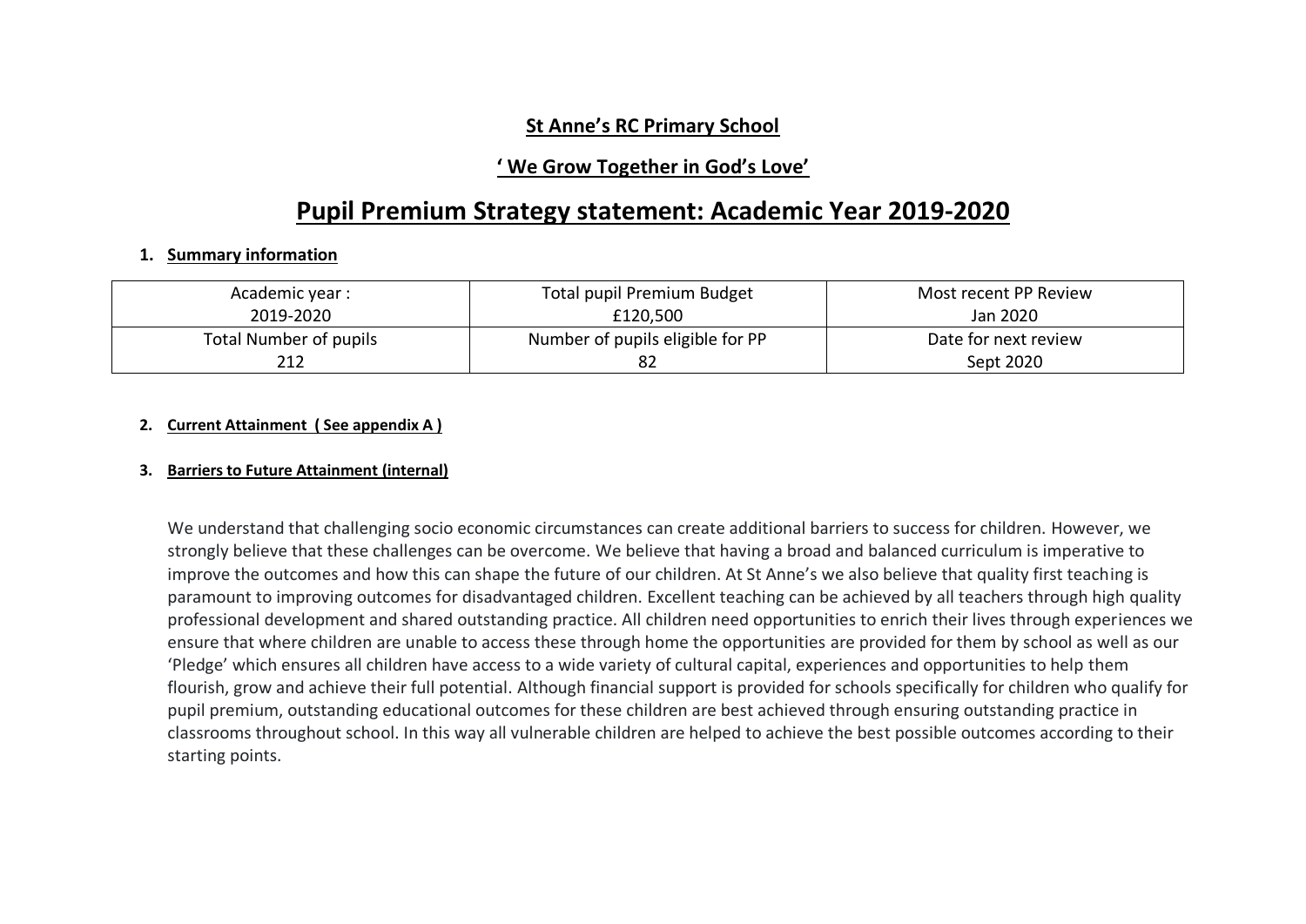# St Anne's RC Primary School

## ' We Grow Together in God's Love'

# Pupil Premium Strategy statement: Academic Year 2019-2020

### 1. Summary information

| Academic year :<br>2019-2020 | Total pupil Premium Budget<br>£120,500 | Most recent PP Review<br>Jan 2020 |
|---|---|---|
| Total Number of pupils<br>212 | Number of pupils eligible for PP<br>82 | Date for next review<br>Sept 2020 |

### 2. Current Attainment ( See appendix A )

### 3. Barriers to Future Attainment (internal)

We understand that challenging socio economic circumstances can create additional barriers to success for children. However, we strongly believe that these challenges can be overcome. We believe that having a broad and balanced curriculum is imperative to improve the outcomes and how this can shape the future of our children. At St Anne's we also believe that quality first teaching is paramount to improving outcomes for disadvantaged children. Excellent teaching can be achieved by all teachers through high quality professional development and shared outstanding practice. All children need opportunities to enrich their lives through experiences we ensure that where children are unable to access these through home the opportunities are provided for them by school as well as our 'Pledge' which ensures all children have access to a wide variety of cultural capital, experiences and opportunities to help them flourish, grow and achieve their full potential. Although financial support is provided for schools specifically for children who qualify for pupil premium, outstanding educational outcomes for these children are best achieved through ensuring outstanding practice in classrooms throughout school. In this way all vulnerable children are helped to achieve the best possible outcomes according to their starting points.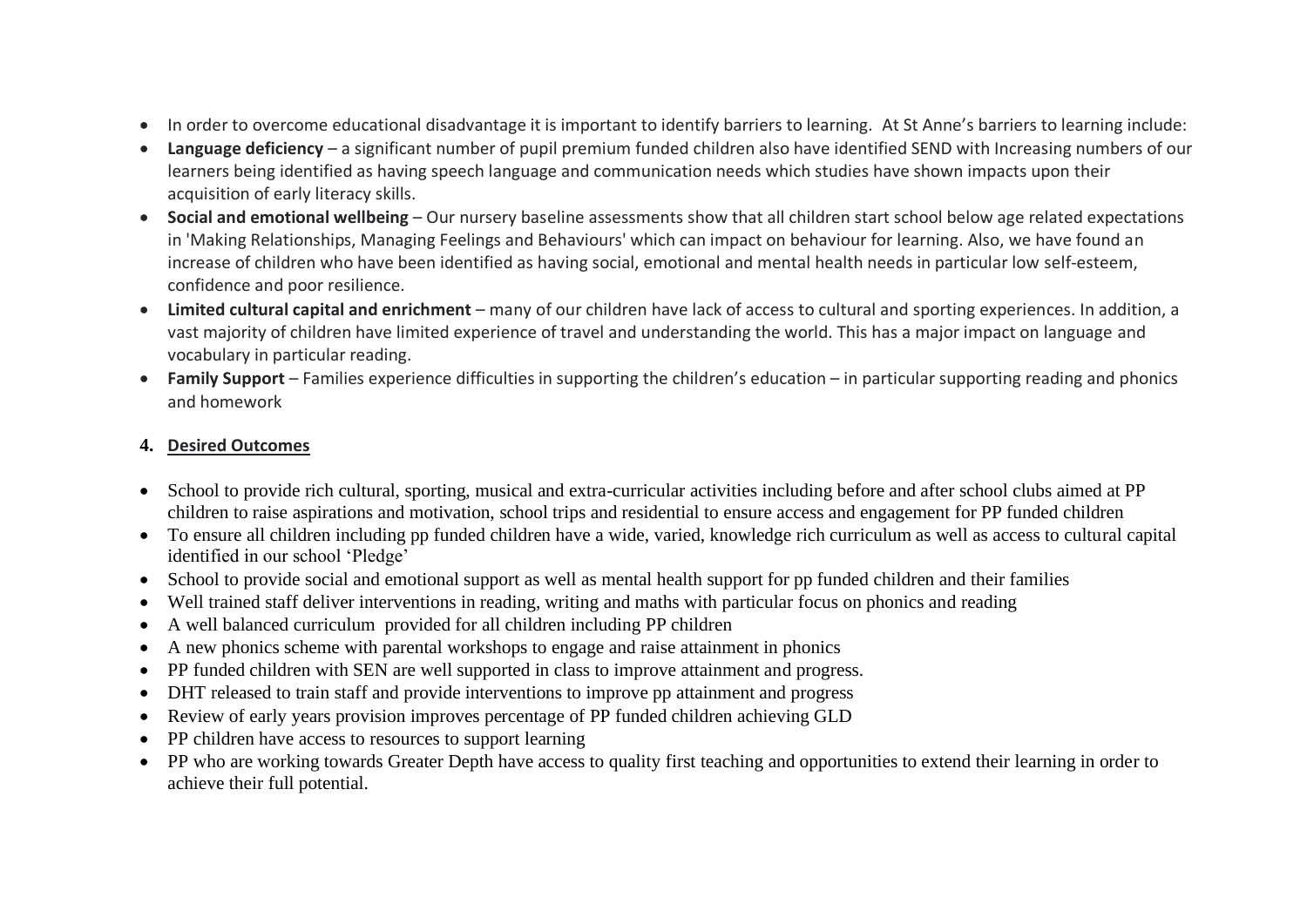- In order to overcome educational disadvantage it is important to identify barriers to learning. At St Anne's barriers to learning include:
- **Language deficiency** – a significant number of pupil premium funded children also have identified SEND with Increasing numbers of our learners being identified as having speech language and communication needs which studies have shown impacts upon their acquisition of early literacy skills.
- **Social and emotional wellbeing** – Our nursery baseline assessments show that all children start school below age related expectations in 'Making Relationships, Managing Feelings and Behaviours' which can impact on behaviour for learning. Also, we have found an increase of children who have been identified as having social, emotional and mental health needs in particular low self-esteem, confidence and poor resilience.
- **Limited cultural capital and enrichment** – many of our children have lack of access to cultural and sporting experiences. In addition, a vast majority of children have limited experience of travel and understanding the world. This has a major impact on language and vocabulary in particular reading.
- **Family Support** – Families experience difficulties in supporting the children's education – in particular supporting reading and phonics and homework

## 4. Desired Outcomes

- School to provide rich cultural, sporting, musical and extra-curricular activities including before and after school clubs aimed at PP children to raise aspirations and motivation, school trips and residential to ensure access and engagement for PP funded children
- To ensure all children including pp funded children have a wide, varied, knowledge rich curriculum as well as access to cultural capital identified in our school 'Pledge'
- School to provide social and emotional support as well as mental health support for pp funded children and their families
- Well trained staff deliver interventions in reading, writing and maths with particular focus on phonics and reading
- A well balanced curriculum provided for all children including PP children
- A new phonics scheme with parental workshops to engage and raise attainment in phonics
- PP funded children with SEN are well supported in class to improve attainment and progress.
- DHT released to train staff and provide interventions to improve pp attainment and progress
- Review of early years provision improves percentage of PP funded children achieving GLD
- PP children have access to resources to support learning
- PP who are working towards Greater Depth have access to quality first teaching and opportunities to extend their learning in order to achieve their full potential.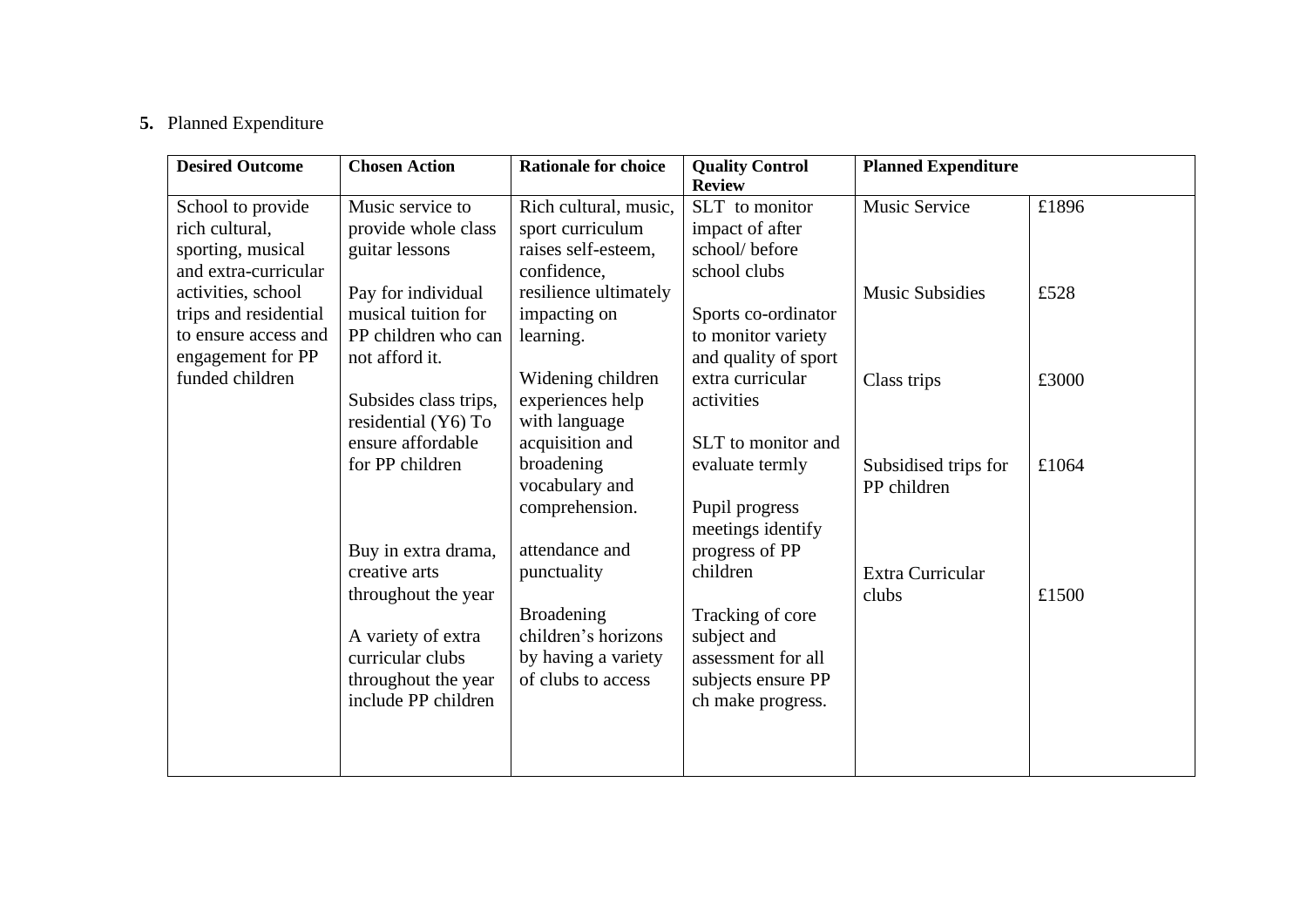**5.** Planned Expenditure

| Desired Outcome | Chosen Action | Rationale for choice | Quality Control Review | Planned Expenditure | |
|---|---|---|---|---|---|
| School to provide rich cultural, sporting, musical and extra-curricular activities, school trips and residential to ensure access and engagement for PP funded children | Music service to provide whole class guitar lessons<br><br>Pay for individual musical tuition for PP children who can not afford it.<br><br>Subsides class trips, residential (Y6) To ensure affordable for PP children<br><br>Buy in extra drama, creative arts throughout the year<br><br>A variety of extra curricular clubs throughout the year include PP children | Rich cultural, music, sport curriculum raises self-esteem, confidence, resilience ultimately impacting on learning.<br><br>Widening children experiences help with language acquisition and broadening vocabulary and comprehension.<br><br>attendance and punctuality<br><br>Broadening children's horizons by having a variety of clubs to access | SLT to monitor impact of after school/ before school clubs<br><br>Sports co-ordinator to monitor variety and quality of sport extra curricular activities<br><br>SLT to monitor and evaluate termly<br><br>Pupil progress meetings identify progress of PP children<br><br>Tracking of core subject and assessment for all subjects ensure PP ch make progress. | Music Service<br><br>Music Subsidies<br><br>Class trips<br><br>Subsidised trips for PP children<br><br>Extra Curricular clubs | £1896<br><br>£528<br><br>£3000<br><br>£1064<br><br>£1500 |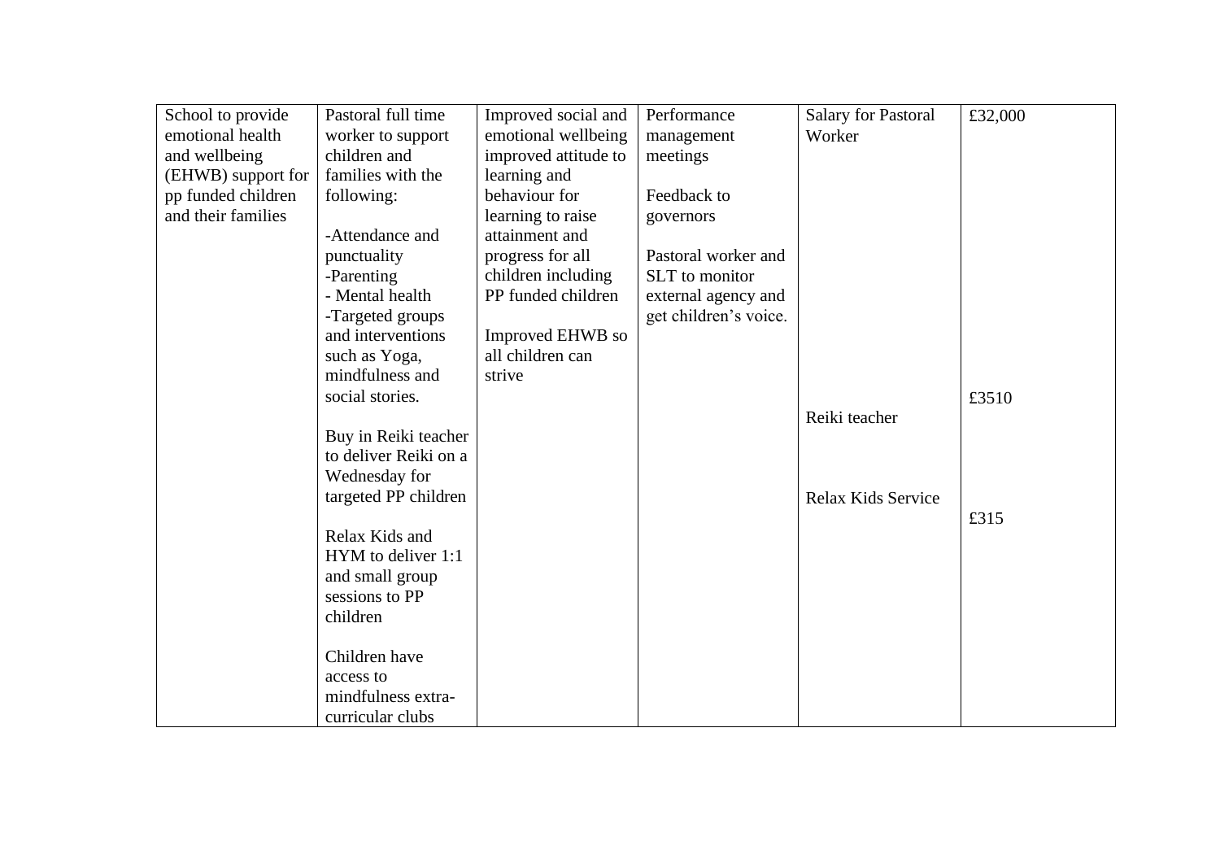| School to provide emotional health and wellbeing (EHWB) support for pp funded children and their families | Pastoral full time worker to support children and families with the following:<br><br>-Attendance and punctuality<br>-Parenting<br>- Mental health<br>-Targeted groups and interventions such as Yoga, mindfulness and social stories.<br><br>Buy in Reiki teacher to deliver Reiki on a Wednesday for targeted PP children<br><br>Relax Kids and HYM to deliver 1:1 and small group sessions to PP children<br><br>Children have access to mindfulness extra-curricular clubs | Improved social and emotional wellbeing improved attitude to learning and behaviour for learning to raise attainment and progress for all children including PP funded children<br><br>Improved EHWB so all children can strive | Performance management meetings<br><br>Feedback to governors<br><br>Pastoral worker and SLT to monitor external agency and get children's voice. | Salary for Pastoral Worker<br><br>Reiki teacher<br><br>Relax Kids Service | £32,000<br><br>£3510<br><br>£315 |
|---|---|---|---|---|---|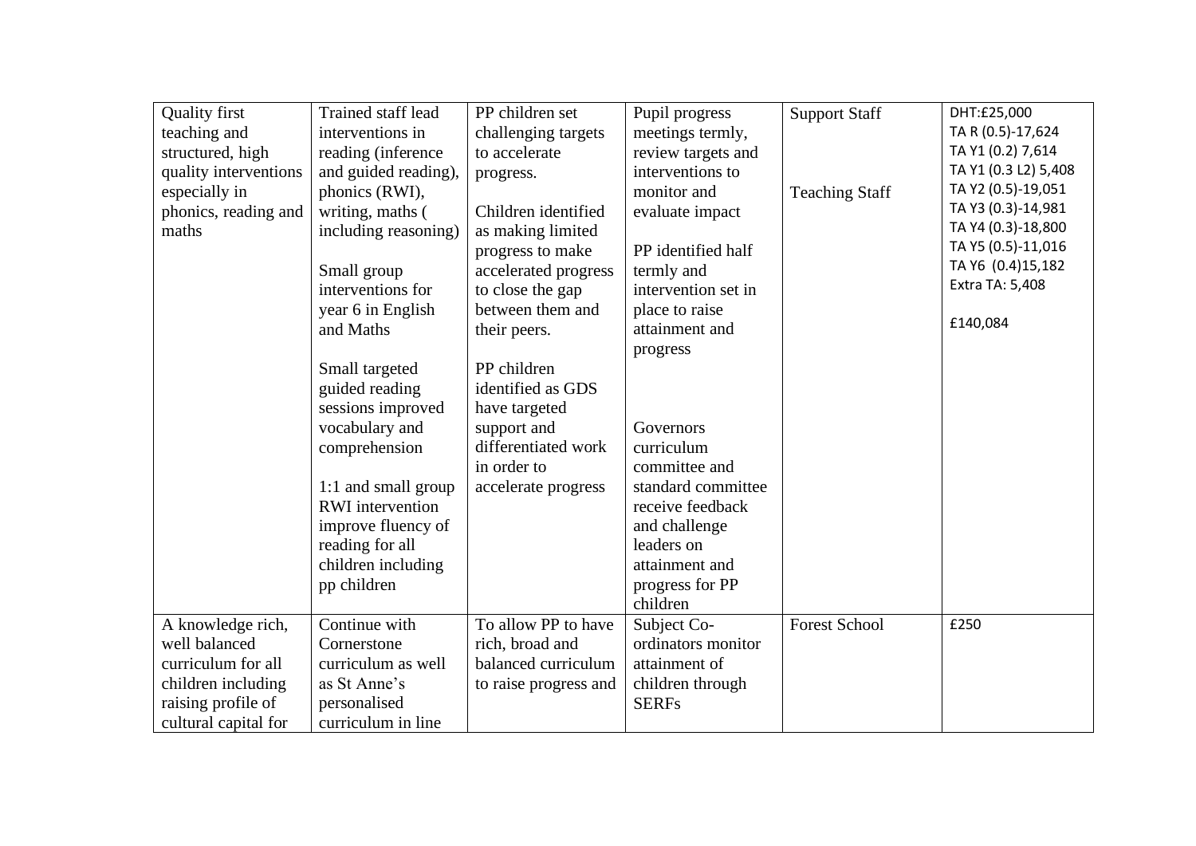| | | | | | |
|---|---|---|---|---|---|
| Quality first teaching and structured, high quality interventions especially in phonics, reading and maths | Trained staff lead interventions in reading (inference and guided reading), phonics (RWI), writing, maths ( including reasoning)<br><br>Small group interventions for year 6 in English and Maths<br><br>Small targeted guided reading sessions improved vocabulary and comprehension<br><br>1:1 and small group RWI intervention improve fluency of reading for all children including pp children | PP children set challenging targets to accelerate progress.<br><br>Children identified as making limited progress to make accelerated progress to close the gap between them and their peers.<br><br>PP children identified as GDS have targeted support and differentiated work in order to accelerate progress | Pupil progress meetings termly, review targets and interventions to monitor and evaluate impact<br><br>PP identified half termly and intervention set in place to raise attainment and progress<br><br>Governors curriculum committee and standard committee receive feedback and challenge leaders on attainment and progress for PP children | Support Staff<br><br>Teaching Staff | DHT:£25,000<br>TA R (0.5)-17,624<br>TA Y1 (0.2) 7,614<br>TA Y1 (0.3 L2) 5,408<br>TA Y2 (0.5)-19,051<br>TA Y3 (0.3)-14,981<br>TA Y4 (0.3)-18,800<br>TA Y5 (0.5)-11,016<br>TA Y6 (0.4)15,182<br>Extra TA: 5,408<br><br>£140,084 |
| A knowledge rich, well balanced curriculum for all children including raising profile of cultural capital for | Continue with Cornerstone curriculum as well as St Anne's personalised curriculum in line | To allow PP to have rich, broad and balanced curriculum to raise progress and | Subject Co-ordinators monitor attainment of children through SERFs | Forest School | £250 |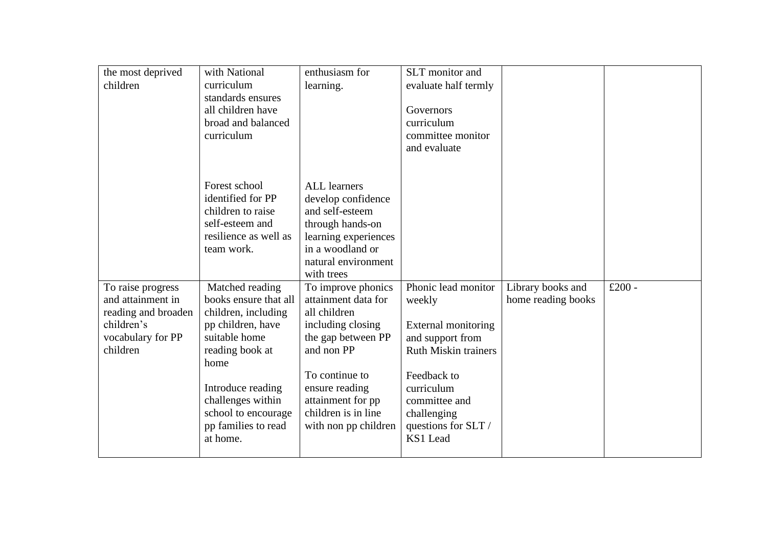| | | | | | |
|---|---|---|---|---|---|
| the most deprived children | with National curriculum standards ensures all children have broad and balanced curriculum<br><br>Forest school identified for PP children to raise self-esteem and resilience as well as team work. | enthusiasm for learning.<br><br>ALL learners develop confidence and self-esteem through hands-on learning experiences in a woodland or natural environment with trees | SLT monitor and evaluate half termly<br><br>Governors curriculum committee monitor and evaluate | | |
| To raise progress and attainment in reading and broaden children's vocabulary for PP children | Matched reading books ensure that all children, including pp children, have suitable home reading book at home<br><br>Introduce reading challenges within school to encourage pp families to read at home. | To improve phonics attainment data for all children including closing the gap between PP and non PP<br><br>To continue to ensure reading attainment for pp children is in line with non pp children | Phonic lead monitor weekly<br><br>External monitoring and support from Ruth Miskin trainers<br><br>Feedback to curriculum committee and challenging questions for SLT / KS1 Lead | Library books and home reading books | £200 - |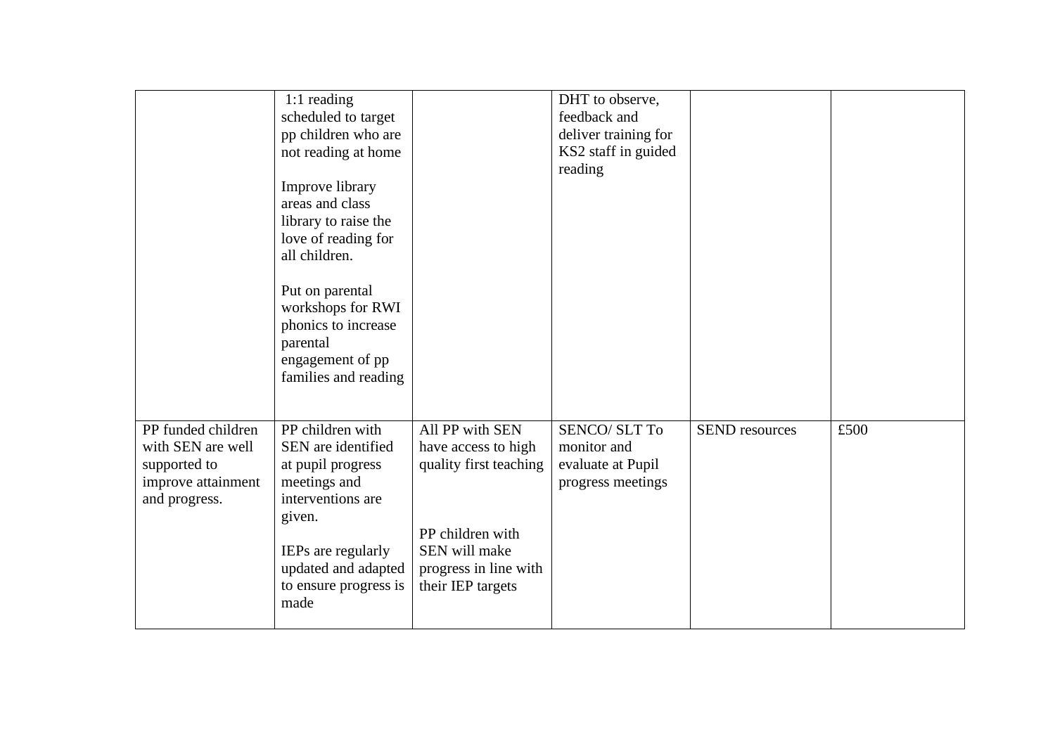| | | | | | |
|---|---|---|---|---|---|
| | 1:1 reading scheduled to target pp children who are not reading at home<br><br>Improve library areas and class library to raise the love of reading for all children.<br><br>Put on parental workshops for RWI phonics to increase parental engagement of pp families and reading | | DHT to observe, feedback and deliver training for KS2 staff in guided reading | | |
| PP funded children with SEN are well supported to improve attainment and progress. | PP children with SEN are identified at pupil progress meetings and interventions are given.<br><br>IEPs are regularly updated and adapted to ensure progress is made | All PP with SEN have access to high quality first teaching<br><br>PP children with SEN will make progress in line with their IEP targets | SENCO/ SLT To monitor and evaluate at Pupil progress meetings | SEND resources | £500 |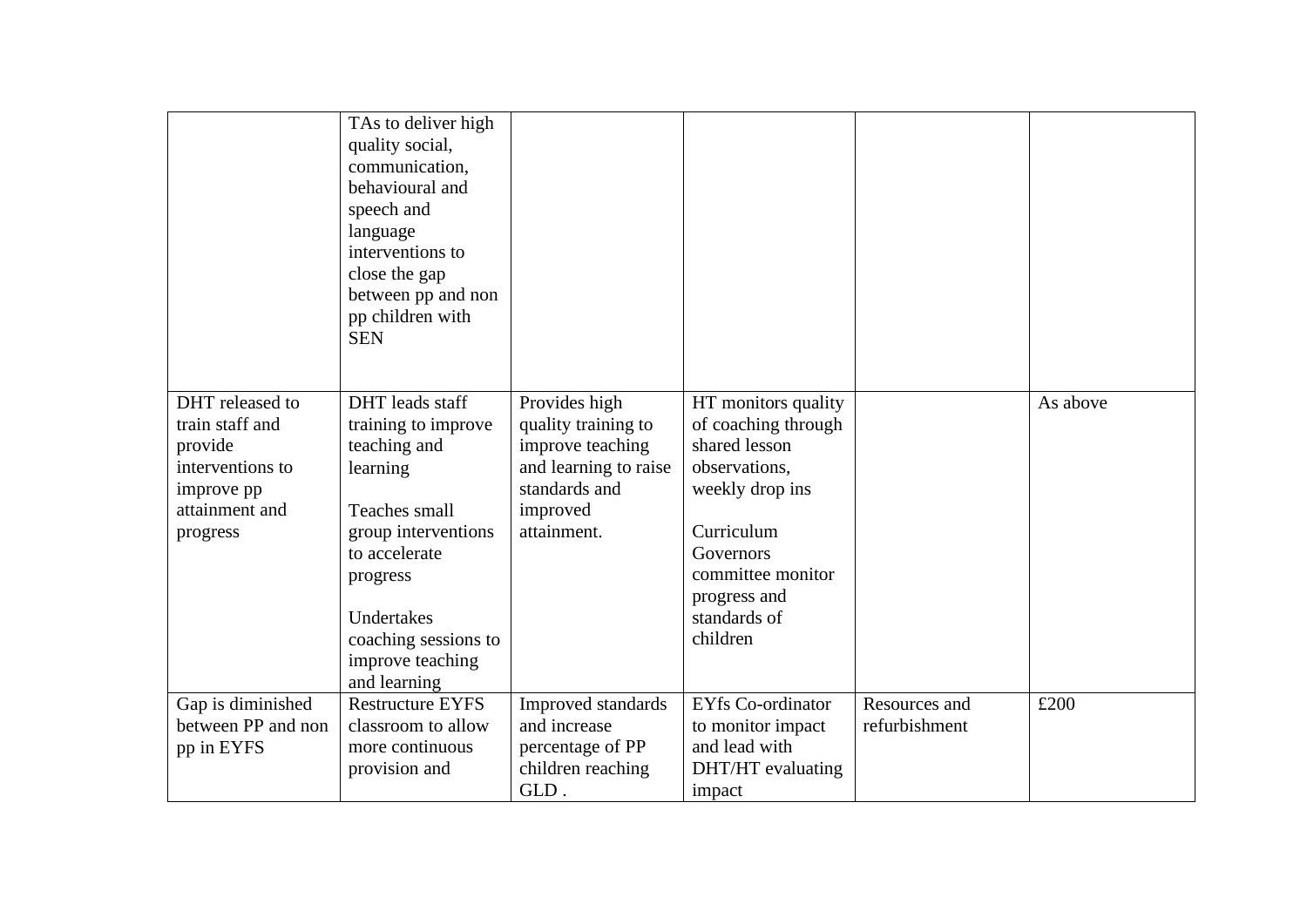| | | | | | |
|---|---|---|---|---|---|
| | TAs to deliver high quality social, communication, behavioural and speech and language interventions to close the gap between pp and non pp children with SEN | | | | |
| DHT released to train staff and provide interventions to improve pp attainment and progress | DHT leads staff training to improve teaching and learning<br><br>Teaches small group interventions to accelerate progress<br><br>Undertakes coaching sessions to improve teaching and learning | Provides high quality training to improve teaching and learning to raise standards and improved attainment. | HT monitors quality of coaching through shared lesson observations, weekly drop ins<br><br>Curriculum Governors committee monitor progress and standards of children | | As above |
| Gap is diminished between PP and non pp in EYFS | Restructure EYFS classroom to allow more continuous provision and | Improved standards and increase percentage of PP children reaching GLD . | EYfs Co-ordinator to monitor impact and lead with DHT/HT evaluating impact | Resources and refurbishment | £200 |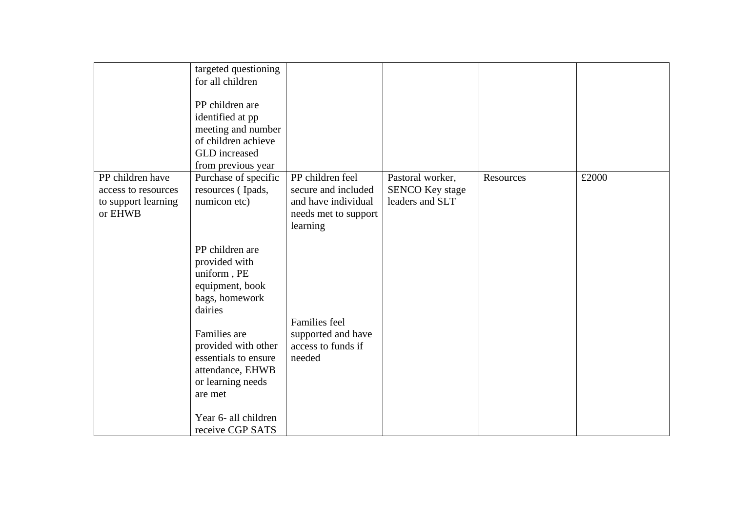| | | | | | |
|---|---|---|---|---|---|
| | targeted questioning for all children<br><br>PP children are identified at pp meeting and number of children achieve GLD increased from previous year | | | | |
| PP children have access to resources to support learning or EHWB | Purchase of specific resources ( Ipads, numicon etc)<br><br>PP children are provided with uniform , PE equipment, book bags, homework dairies<br><br>Families are provided with other essentials to ensure attendance, EHWB or learning needs are met<br><br>Year 6- all children receive CGP SATS | PP children feel secure and included and have individual needs met to support learning<br><br>Families feel supported and have access to funds if needed | Pastoral worker, SENCO Key stage leaders and SLT | Resources | £2000 |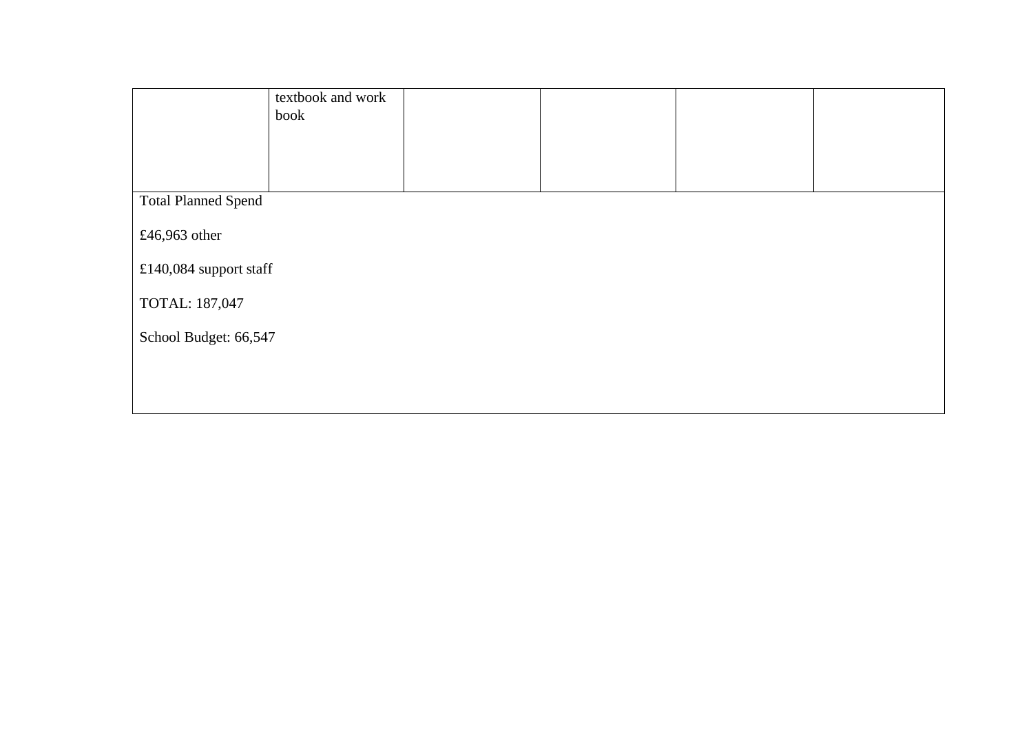| | | | | | |
|---|---|---|---|---|---|
| | textbook and work book | | | | |
| Total Planned Spend<br><br>£46,963 other<br><br>£140,084 support staff<br><br>TOTAL: 187,047<br><br>School Budget: 66,547 | | | | | |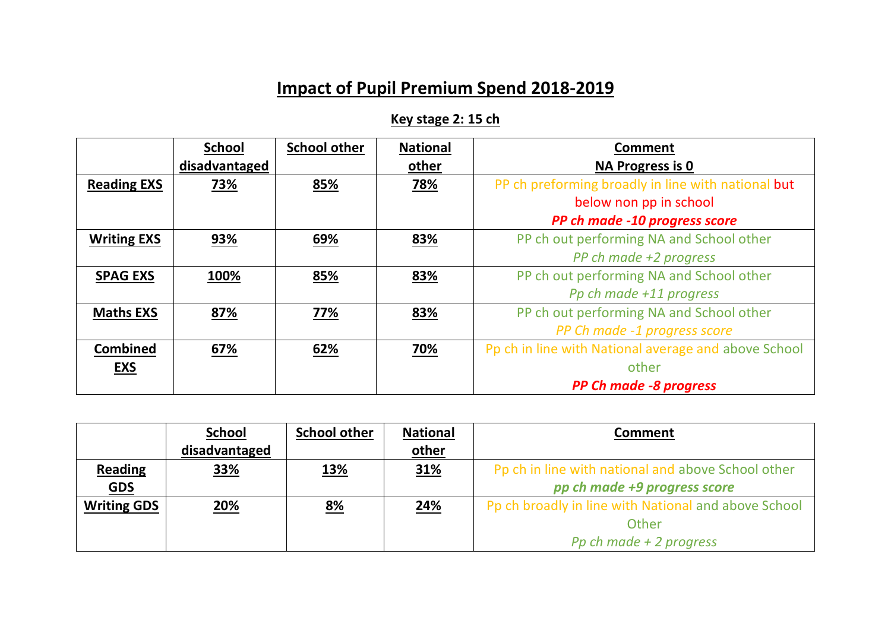# Impact of Pupil Premium Spend 2018-2019

## Key stage 2: 15 ch

| | School disadvantaged | School other | National other | Comment<br>NA Progress is 0 |
|---|---|---|---|---|
| **Reading EXS** | 73% | 85% | 78% | PP ch preforming broadly in line with national but below non pp in school<br>***PP ch made -10 progress score*** |
| **Writing EXS** | 93% | 69% | 83% | PP ch out performing NA and School other<br>*PP ch made +2 progress* |
| **SPAG EXS** | 100% | 85% | 83% | PP ch out performing NA and School other<br>*Pp ch made +11 progress* |
| **Maths EXS** | 87% | 77% | 83% | PP ch out performing NA and School other<br>*PP Ch made -1 progress score* |
| **Combined EXS** | 67% | 62% | 70% | Pp ch in line with National average and above School other<br>***PP Ch made -8 progress*** |

| | School disadvantaged | School other | National other | Comment |
|---|---|---|---|---|
| **Reading GDS** | 33% | 13% | 31% | Pp ch in line with national and above School other<br>***pp ch made +9 progress score*** |
| **Writing GDS** | 20% | 8% | 24% | Pp ch broadly in line with National and above School Other<br>*Pp ch made + 2 progress* |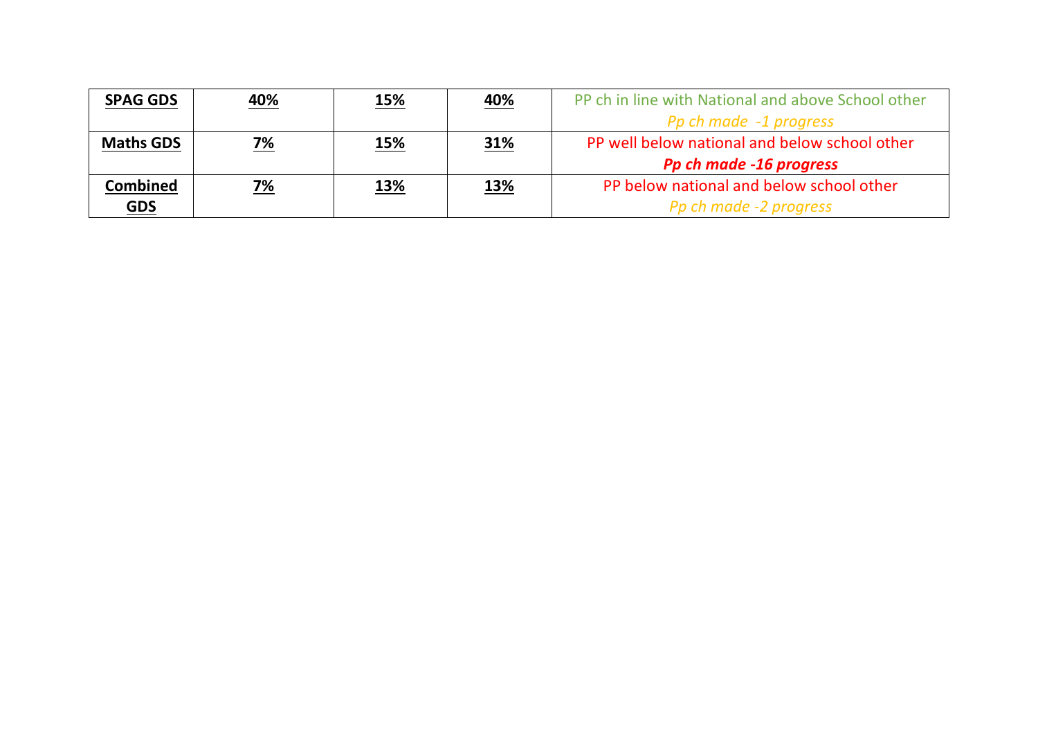| **SPAG GDS** | **40%** | **15%** | **40%** | PP ch in line with National and above School other<br>*Pp ch made -1 progress* |
|---|---|---|---|---|
| **Maths GDS** | **7%** | **15%** | **31%** | PP well below national and below school other<br>***Pp ch made -16 progress*** |
| **Combined GDS** | **7%** | **13%** | **13%** | PP below national and below school other<br>*Pp ch made -2 progress* |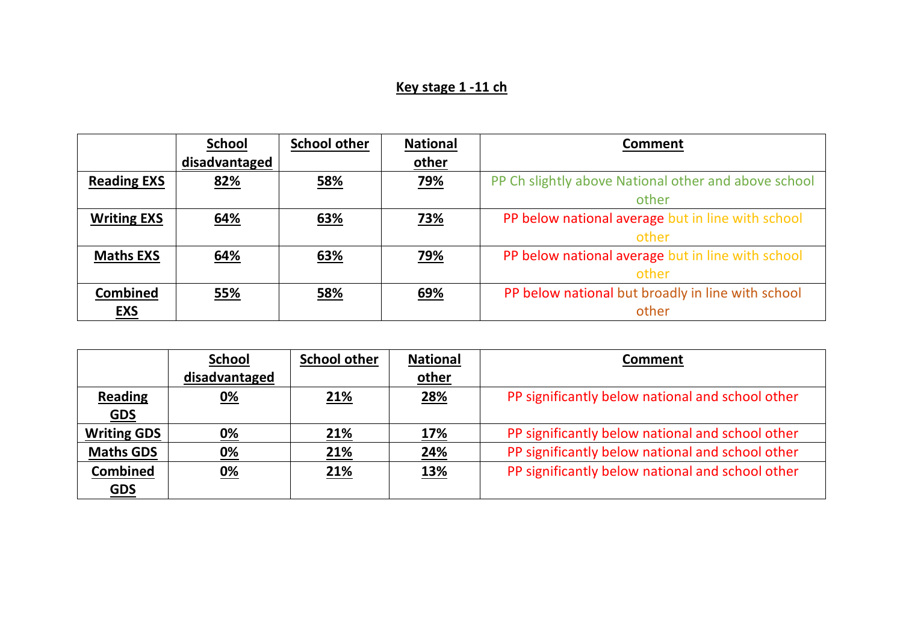## Key stage 1 -11 ch

| | School disadvantaged | School other | National other | Comment |
|---|---|---|---|---|
| **Reading EXS** | **82%** | **58%** | **79%** | PP Ch slightly above National other and above school other |
| **Writing EXS** | **64%** | **63%** | **73%** | PP below national average but in line with school other |
| **Maths EXS** | **64%** | **63%** | **79%** | PP below national average but in line with school other |
| **Combined EXS** | **55%** | **58%** | **69%** | PP below national but broadly in line with school other |

| | School disadvantaged | School other | National other | Comment |
|---|---|---|---|---|
| **Reading GDS** | **0%** | **21%** | **28%** | PP significantly below national and school other |
| **Writing GDS** | **0%** | **21%** | **17%** | PP significantly below national and school other |
| **Maths GDS** | **0%** | **21%** | **24%** | PP significantly below national and school other |
| **Combined GDS** | **0%** | **21%** | **13%** | PP significantly below national and school other |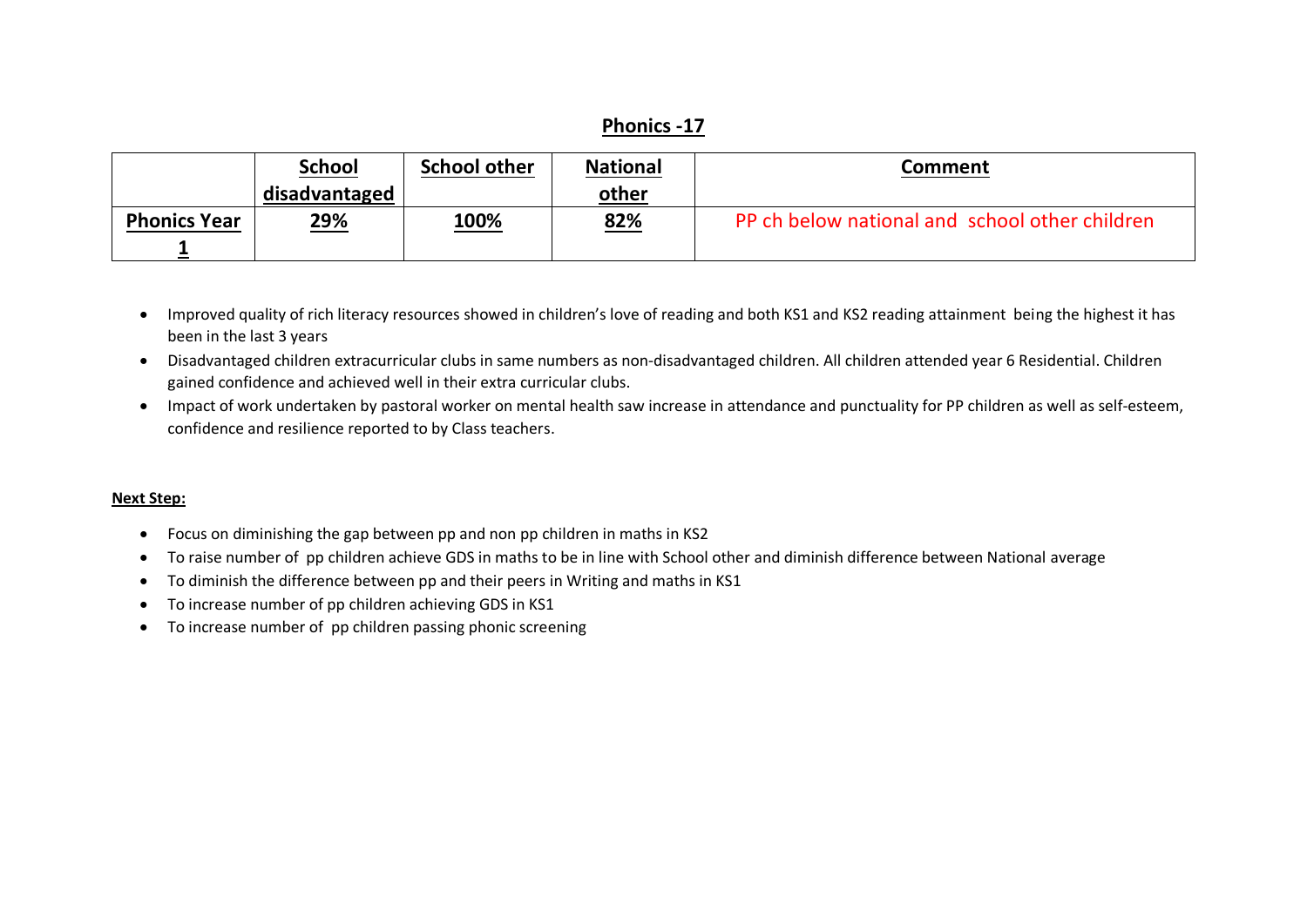## Phonics -17

| | School disadvantaged | School other | National other | Comment |
|---|---|---|---|---|
| **Phonics Year 1** | **29%** | **100%** | **82%** | PP ch below national and school other children |

- Improved quality of rich literacy resources showed in children's love of reading and both KS1 and KS2 reading attainment being the highest it has been in the last 3 years
- Disadvantaged children extracurricular clubs in same numbers as non-disadvantaged children. All children attended year 6 Residential. Children gained confidence and achieved well in their extra curricular clubs.
- Impact of work undertaken by pastoral worker on mental health saw increase in attendance and punctuality for PP children as well as self-esteem, confidence and resilience reported to by Class teachers.

**Next Step:**

- Focus on diminishing the gap between pp and non pp children in maths in KS2
- To raise number of pp children achieve GDS in maths to be in line with School other and diminish difference between National average
- To diminish the difference between pp and their peers in Writing and maths in KS1
- To increase number of pp children achieving GDS in KS1
- To increase number of pp children passing phonic screening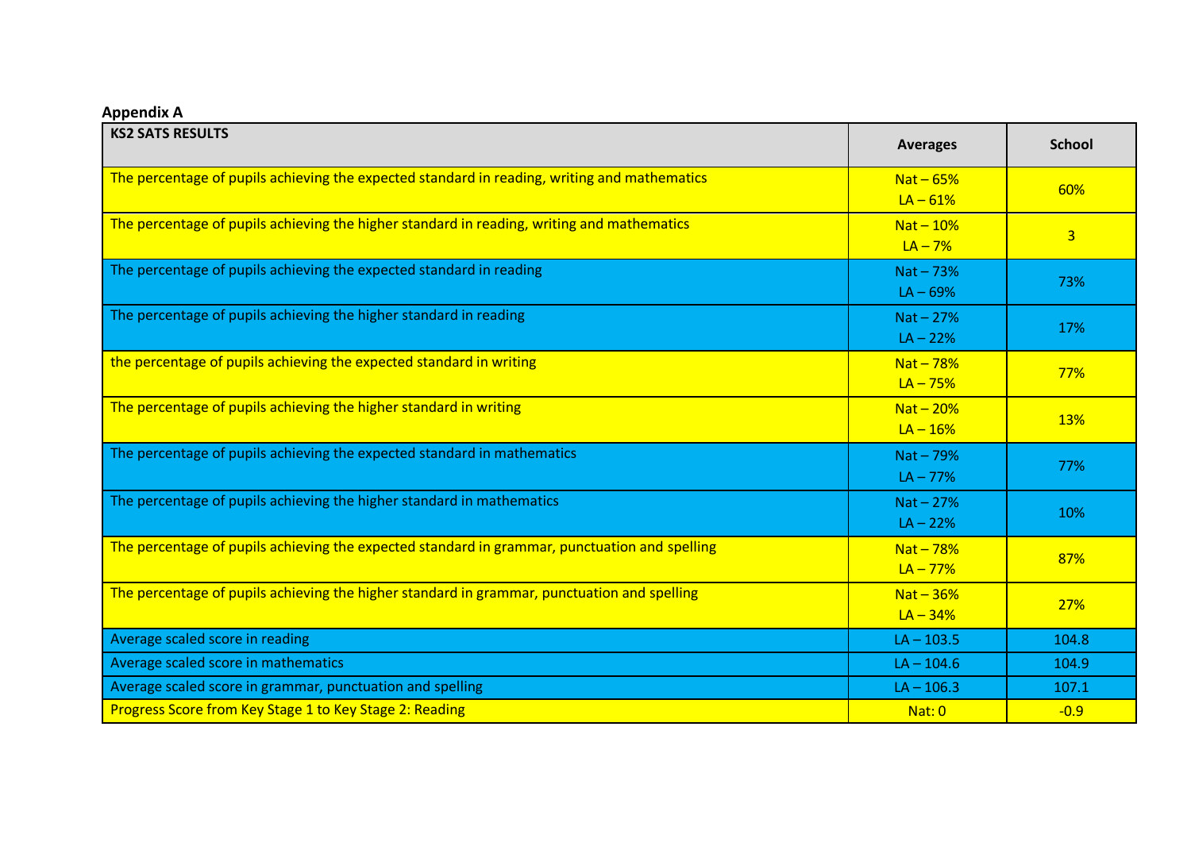**Appendix A**

| KS2 SATS RESULTS | Averages | School |
|---|---|---|
| The percentage of pupils achieving the expected standard in reading, writing and mathematics | Nat – 65%<br>LA – 61% | 60% |
| The percentage of pupils achieving the higher standard in reading, writing and mathematics | Nat – 10%<br>LA – 7% | 3 |
| The percentage of pupils achieving the expected standard in reading | Nat – 73%<br>LA – 69% | 73% |
| The percentage of pupils achieving the higher standard in reading | Nat – 27%<br>LA – 22% | 17% |
| the percentage of pupils achieving the expected standard in writing | Nat – 78%<br>LA – 75% | 77% |
| The percentage of pupils achieving the higher standard in writing | Nat – 20%<br>LA – 16% | 13% |
| The percentage of pupils achieving the expected standard in mathematics | Nat – 79%<br>LA – 77% | 77% |
| The percentage of pupils achieving the higher standard in mathematics | Nat – 27%<br>LA – 22% | 10% |
| The percentage of pupils achieving the expected standard in grammar, punctuation and spelling | Nat – 78%<br>LA – 77% | 87% |
| The percentage of pupils achieving the higher standard in grammar, punctuation and spelling | Nat – 36%<br>LA – 34% | 27% |
| Average scaled score in reading | LA – 103.5 | 104.8 |
| Average scaled score in mathematics | LA – 104.6 | 104.9 |
| Average scaled score in grammar, punctuation and spelling | LA – 106.3 | 107.1 |
| Progress Score from Key Stage 1 to Key Stage 2: Reading | Nat: 0 | -0.9 |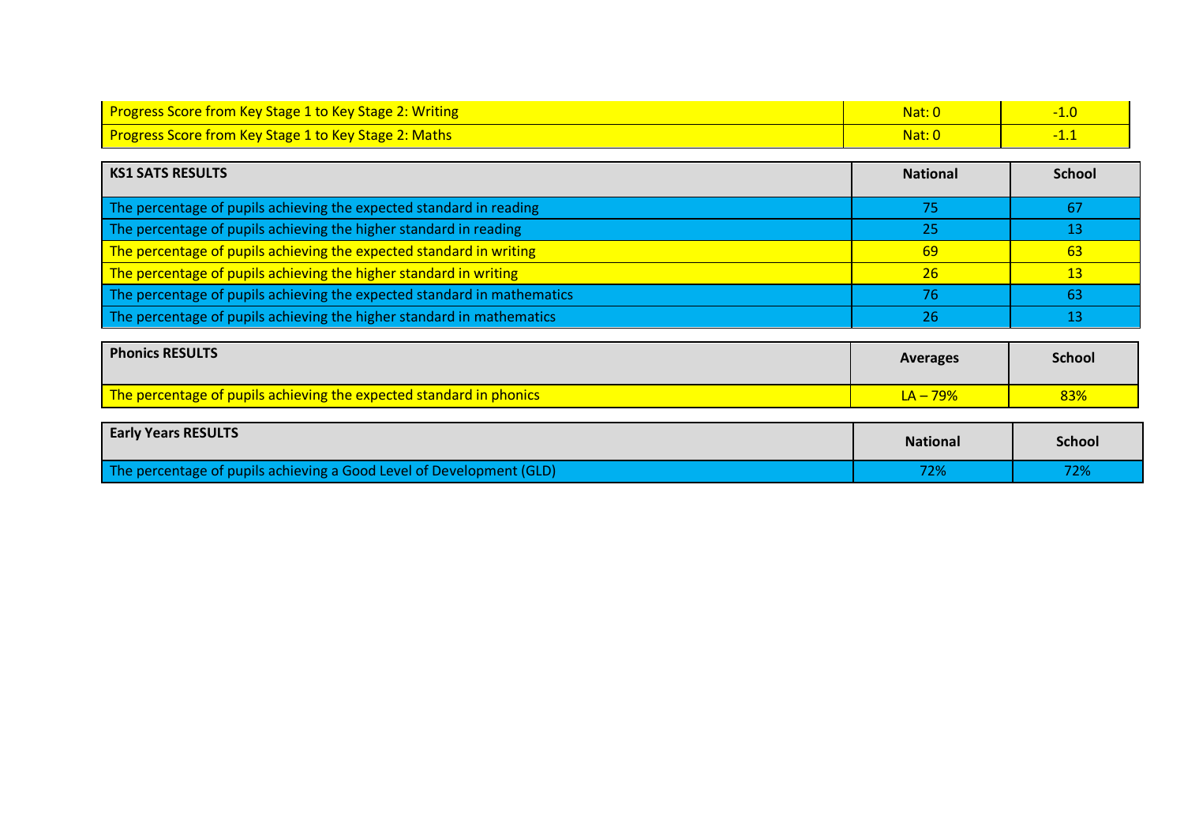| | | |
|---|---|---|
| Progress Score from Key Stage 1 to Key Stage 2: Writing | Nat: 0 | -1.0 |
| Progress Score from Key Stage 1 to Key Stage 2: Maths | Nat: 0 | -1.1 |

| **KS1 SATS RESULTS** | **National** | **School** |
|---|---|---|
| The percentage of pupils achieving the expected standard in reading | 75 | 67 |
| The percentage of pupils achieving the higher standard in reading | 25 | 13 |
| The percentage of pupils achieving the expected standard in writing | 69 | 63 |
| The percentage of pupils achieving the higher standard in writing | 26 | 13 |
| The percentage of pupils achieving the expected standard in mathematics | 76 | 63 |
| The percentage of pupils achieving the higher standard in mathematics | 26 | 13 |

| **Phonics RESULTS** | **Averages** | **School** |
|---|---|---|
| The percentage of pupils achieving the expected standard in phonics | LA – 79% | 83% |

| **Early Years RESULTS** | **National** | **School** |
|---|---|---|
| The percentage of pupils achieving a Good Level of Development (GLD) | 72% | 72% |